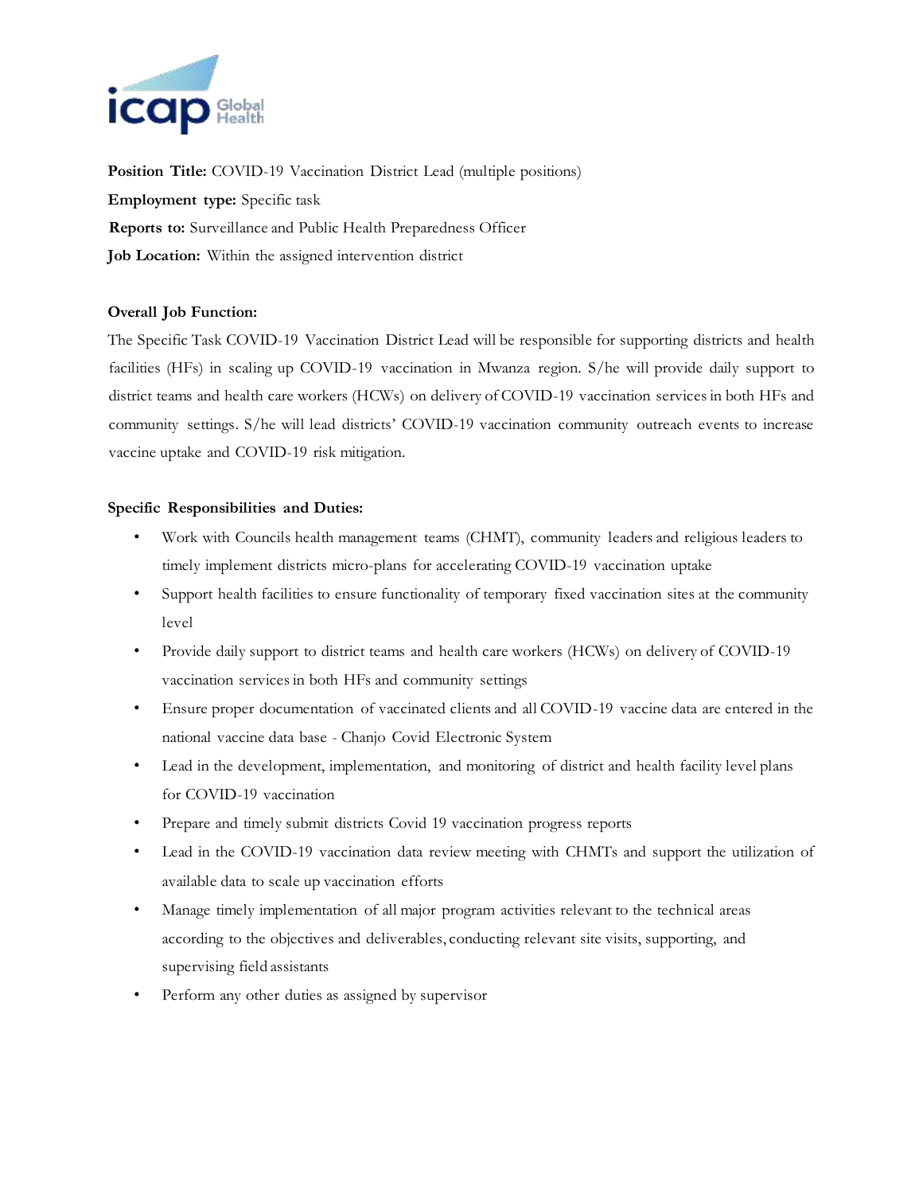**Position Title:** COVID-19 Vaccination District Lead (multiple positions)

**Employment type:** Specific task

**Reports to:** Surveillance and Public Health Preparedness Officer

**Job Location:** Within the assigned intervention district

**Overall Job Function:**

The Specific Task COVID-19 Vaccination District Lead will be responsible for supporting districts and health facilities (HFs) in scaling up COVID-19 vaccination in Mwanza region. S/he will provide daily support to district teams and health care workers (HCWs) on delivery of COVID-19 vaccination services in both HFs and community settings. S/he will lead districts' COVID-19 vaccination community outreach events to increase vaccine uptake and COVID-19 risk mitigation.

**Specific Responsibilities and Duties:**

- Work with Councils health management teams (CHMT), community leaders and religious leaders to timely implement districts micro-plans for accelerating COVID-19 vaccination uptake
- Support health facilities to ensure functionality of temporary fixed vaccination sites at the community level
- Provide daily support to district teams and health care workers (HCWs) on delivery of COVID-19 vaccination services in both HFs and community settings
- Ensure proper documentation of vaccinated clients and all COVID-19 vaccine data are entered in the national vaccine data base - Chanjo Covid Electronic System
- Lead in the development, implementation, and monitoring of district and health facility level plans for COVID-19 vaccination
- Prepare and timely submit districts Covid 19 vaccination progress reports
- Lead in the COVID-19 vaccination data review meeting with CHMTs and support the utilization of available data to scale up vaccination efforts
- Manage timely implementation of all major program activities relevant to the technical areas according to the objectives and deliverables, conducting relevant site visits, supporting, and supervising field assistants
- Perform any other duties as assigned by supervisor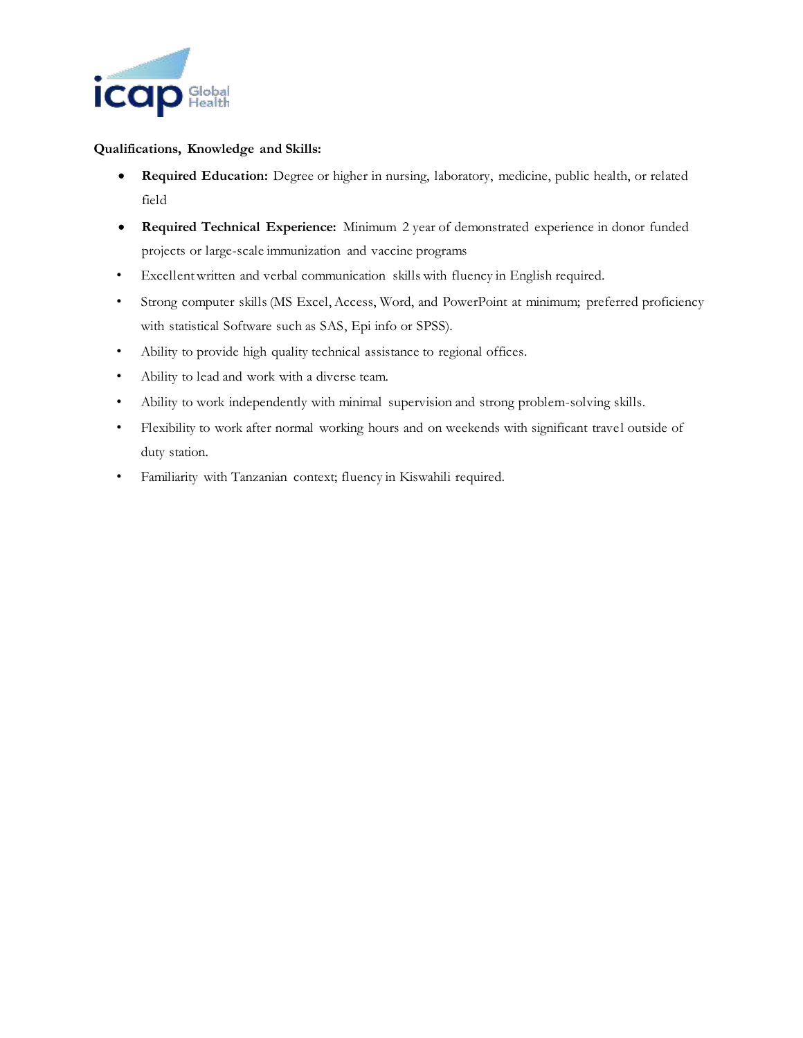**Qualifications, Knowledge and Skills:**

- **Required Education:** Degree or higher in nursing, laboratory, medicine, public health, or related field
- **Required Technical Experience:** Minimum 2 year of demonstrated experience in donor funded projects or large-scale immunization and vaccine programs
- Excellent written and verbal communication skills with fluency in English required.
- Strong computer skills (MS Excel, Access, Word, and PowerPoint at minimum; preferred proficiency with statistical Software such as SAS, Epi info or SPSS).
- Ability to provide high quality technical assistance to regional offices.
- Ability to lead and work with a diverse team.
- Ability to work independently with minimal supervision and strong problem-solving skills.
- Flexibility to work after normal working hours and on weekends with significant travel outside of duty station.
- Familiarity with Tanzanian context; fluency in Kiswahili required.